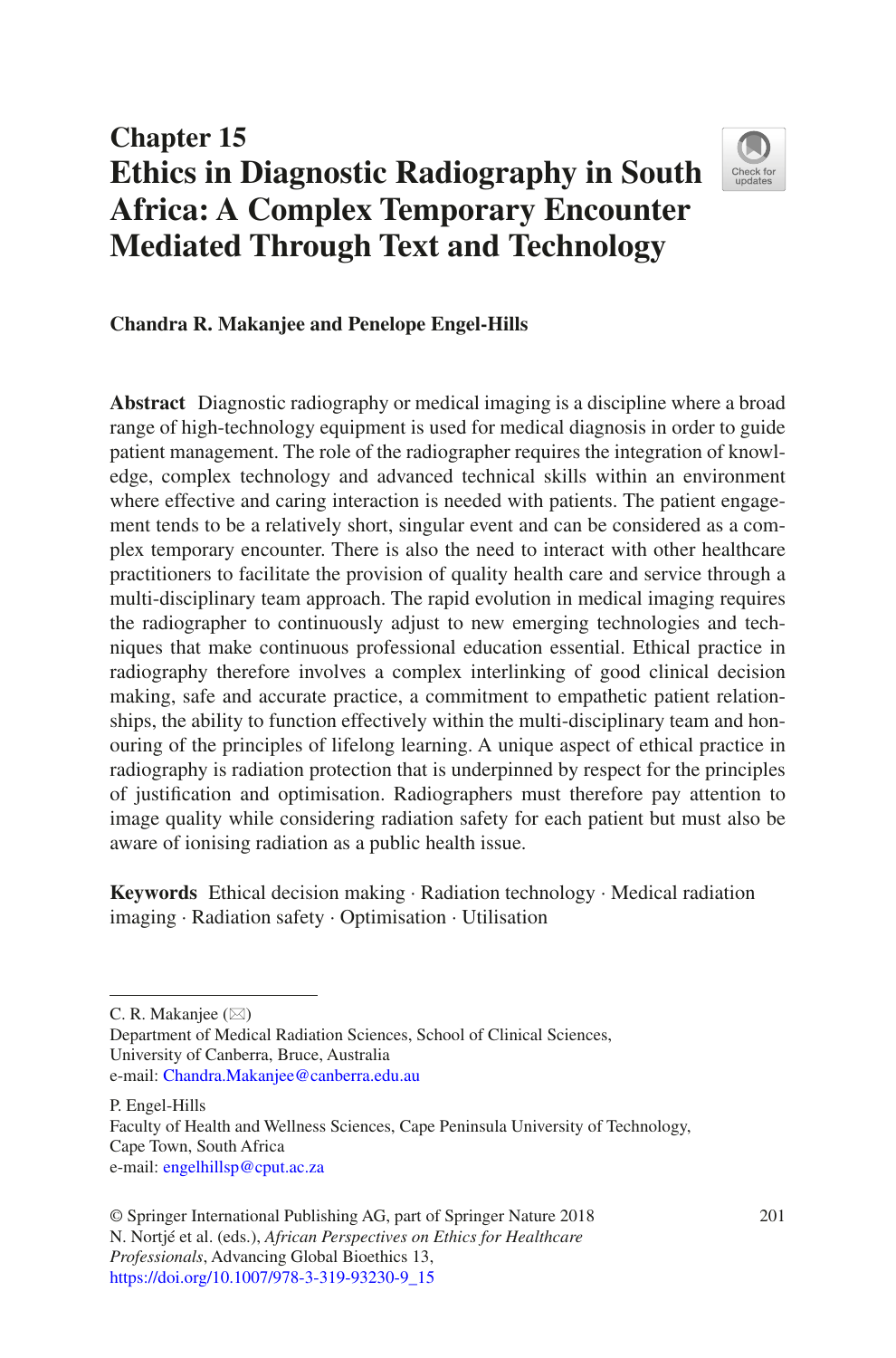# Chapter 15
# Ethics in Diagnostic Radiography in South Africa: A Complex Temporary Encounter Mediated Through Text and Technology

**Chandra R. Makanjee and Penelope Engel-Hills**

**Abstract** Diagnostic radiography or medical imaging is a discipline where a broad range of high-technology equipment is used for medical diagnosis in order to guide patient management. The role of the radiographer requires the integration of knowledge, complex technology and advanced technical skills within an environment where effective and caring interaction is needed with patients. The patient engagement tends to be a relatively short, singular event and can be considered as a complex temporary encounter. There is also the need to interact with other healthcare practitioners to facilitate the provision of quality health care and service through a multi-disciplinary team approach. The rapid evolution in medical imaging requires the radiographer to continuously adjust to new emerging technologies and techniques that make continuous professional education essential. Ethical practice in radiography therefore involves a complex interlinking of good clinical decision making, safe and accurate practice, a commitment to empathetic patient relationships, the ability to function effectively within the multi-disciplinary team and honouring of the principles of lifelong learning. A unique aspect of ethical practice in radiography is radiation protection that is underpinned by respect for the principles of justification and optimisation. Radiographers must therefore pay attention to image quality while considering radiation safety for each patient but must also be aware of ionising radiation as a public health issue.

**Keywords** Ethical decision making · Radiation technology · Medical radiation imaging · Radiation safety · Optimisation · Utilisation

---

C. R. Makanjee (✉)
Department of Medical Radiation Sciences, School of Clinical Sciences,
University of Canberra, Bruce, Australia
e-mail: Chandra.Makanjee@canberra.edu.au

P. Engel-Hills
Faculty of Health and Wellness Sciences, Cape Peninsula University of Technology,
Cape Town, South Africa
e-mail: engelhillsp@cput.ac.za

© Springer International Publishing AG, part of Springer Nature 2018
N. Nortjé et al. (eds.), *African Perspectives on Ethics for Healthcare Professionals*, Advancing Global Bioethics 13,
https://doi.org/10.1007/978-3-319-93230-9_15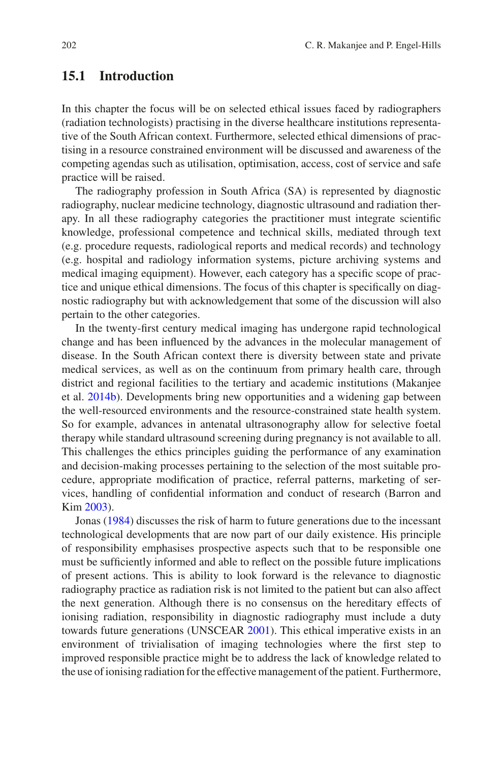## 15.1 Introduction

In this chapter the focus will be on selected ethical issues faced by radiographers (radiation technologists) practising in the diverse healthcare institutions representative of the South African context. Furthermore, selected ethical dimensions of practising in a resource constrained environment will be discussed and awareness of the competing agendas such as utilisation, optimisation, access, cost of service and safe practice will be raised.

The radiography profession in South Africa (SA) is represented by diagnostic radiography, nuclear medicine technology, diagnostic ultrasound and radiation therapy. In all these radiography categories the practitioner must integrate scientific knowledge, professional competence and technical skills, mediated through text (e.g. procedure requests, radiological reports and medical records) and technology (e.g. hospital and radiology information systems, picture archiving systems and medical imaging equipment). However, each category has a specific scope of practice and unique ethical dimensions. The focus of this chapter is specifically on diagnostic radiography but with acknowledgement that some of the discussion will also pertain to the other categories.

In the twenty-first century medical imaging has undergone rapid technological change and has been influenced by the advances in the molecular management of disease. In the South African context there is diversity between state and private medical services, as well as on the continuum from primary health care, through district and regional facilities to the tertiary and academic institutions (Makanjee et al. 2014b). Developments bring new opportunities and a widening gap between the well-resourced environments and the resource-constrained state health system. So for example, advances in antenatal ultrasonography allow for selective foetal therapy while standard ultrasound screening during pregnancy is not available to all. This challenges the ethics principles guiding the performance of any examination and decision-making processes pertaining to the selection of the most suitable procedure, appropriate modification of practice, referral patterns, marketing of services, handling of confidential information and conduct of research (Barron and Kim 2003).

Jonas (1984) discusses the risk of harm to future generations due to the incessant technological developments that are now part of our daily existence. His principle of responsibility emphasises prospective aspects such that to be responsible one must be sufficiently informed and able to reflect on the possible future implications of present actions. This is ability to look forward is the relevance to diagnostic radiography practice as radiation risk is not limited to the patient but can also affect the next generation. Although there is no consensus on the hereditary effects of ionising radiation, responsibility in diagnostic radiography must include a duty towards future generations (UNSCEAR 2001). This ethical imperative exists in an environment of trivialisation of imaging technologies where the first step to improved responsible practice might be to address the lack of knowledge related to the use of ionising radiation for the effective management of the patient. Furthermore,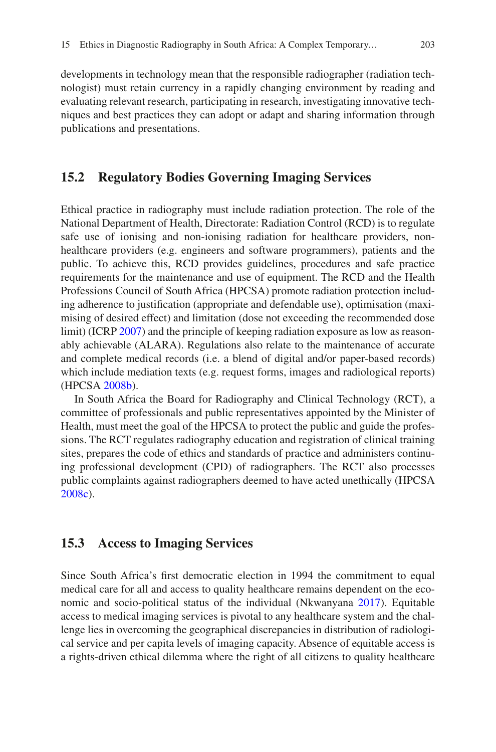developments in technology mean that the responsible radiographer (radiation technologist) must retain currency in a rapidly changing environment by reading and evaluating relevant research, participating in research, investigating innovative techniques and best practices they can adopt or adapt and sharing information through publications and presentations.

## 15.2 Regulatory Bodies Governing Imaging Services

Ethical practice in radiography must include radiation protection. The role of the National Department of Health, Directorate: Radiation Control (RCD) is to regulate safe use of ionising and non-ionising radiation for healthcare providers, non-healthcare providers (e.g. engineers and software programmers), patients and the public. To achieve this, RCD provides guidelines, procedures and safe practice requirements for the maintenance and use of equipment. The RCD and the Health Professions Council of South Africa (HPCSA) promote radiation protection including adherence to justification (appropriate and defendable use), optimisation (maximising of desired effect) and limitation (dose not exceeding the recommended dose limit) (ICRP 2007) and the principle of keeping radiation exposure as low as reasonably achievable (ALARA). Regulations also relate to the maintenance of accurate and complete medical records (i.e. a blend of digital and/or paper-based records) which include mediation texts (e.g. request forms, images and radiological reports) (HPCSA 2008b).

In South Africa the Board for Radiography and Clinical Technology (RCT), a committee of professionals and public representatives appointed by the Minister of Health, must meet the goal of the HPCSA to protect the public and guide the professions. The RCT regulates radiography education and registration of clinical training sites, prepares the code of ethics and standards of practice and administers continuing professional development (CPD) of radiographers. The RCT also processes public complaints against radiographers deemed to have acted unethically (HPCSA 2008c).

## 15.3 Access to Imaging Services

Since South Africa's first democratic election in 1994 the commitment to equal medical care for all and access to quality healthcare remains dependent on the economic and socio-political status of the individual (Nkwanyana 2017). Equitable access to medical imaging services is pivotal to any healthcare system and the challenge lies in overcoming the geographical discrepancies in distribution of radiological service and per capita levels of imaging capacity. Absence of equitable access is a rights-driven ethical dilemma where the right of all citizens to quality healthcare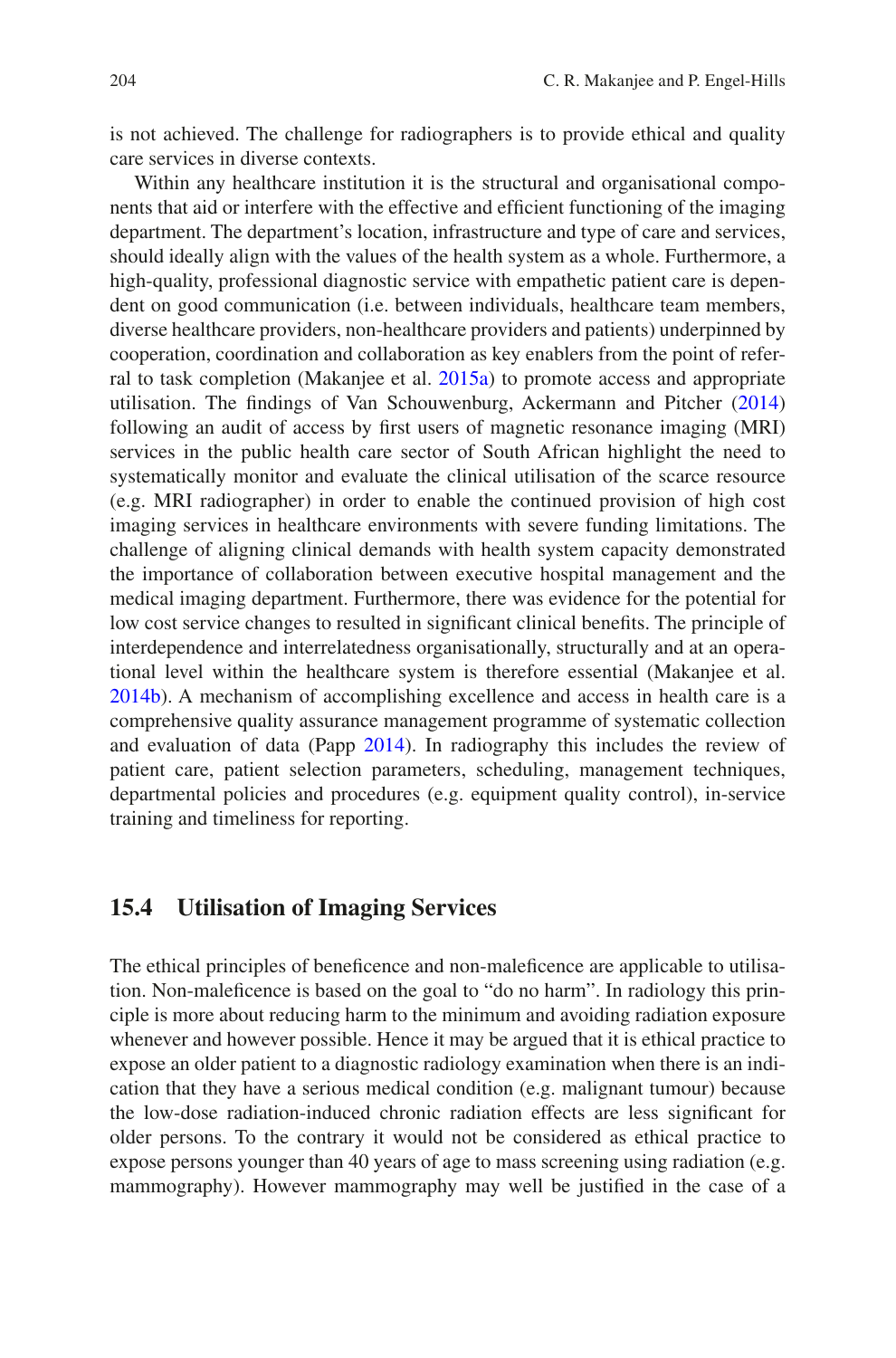is not achieved. The challenge for radiographers is to provide ethical and quality care services in diverse contexts.

Within any healthcare institution it is the structural and organisational components that aid or interfere with the effective and efficient functioning of the imaging department. The department's location, infrastructure and type of care and services, should ideally align with the values of the health system as a whole. Furthermore, a high-quality, professional diagnostic service with empathetic patient care is dependent on good communication (i.e. between individuals, healthcare team members, diverse healthcare providers, non-healthcare providers and patients) underpinned by cooperation, coordination and collaboration as key enablers from the point of referral to task completion (Makanjee et al. 2015a) to promote access and appropriate utilisation. The findings of Van Schouwenburg, Ackermann and Pitcher (2014) following an audit of access by first users of magnetic resonance imaging (MRI) services in the public health care sector of South African highlight the need to systematically monitor and evaluate the clinical utilisation of the scarce resource (e.g. MRI radiographer) in order to enable the continued provision of high cost imaging services in healthcare environments with severe funding limitations. The challenge of aligning clinical demands with health system capacity demonstrated the importance of collaboration between executive hospital management and the medical imaging department. Furthermore, there was evidence for the potential for low cost service changes to resulted in significant clinical benefits. The principle of interdependence and interrelatedness organisationally, structurally and at an operational level within the healthcare system is therefore essential (Makanjee et al. 2014b). A mechanism of accomplishing excellence and access in health care is a comprehensive quality assurance management programme of systematic collection and evaluation of data (Papp 2014). In radiography this includes the review of patient care, patient selection parameters, scheduling, management techniques, departmental policies and procedures (e.g. equipment quality control), in-service training and timeliness for reporting.

## 15.4 Utilisation of Imaging Services

The ethical principles of beneficence and non-maleficence are applicable to utilisation. Non-maleficence is based on the goal to "do no harm". In radiology this principle is more about reducing harm to the minimum and avoiding radiation exposure whenever and however possible. Hence it may be argued that it is ethical practice to expose an older patient to a diagnostic radiology examination when there is an indication that they have a serious medical condition (e.g. malignant tumour) because the low-dose radiation-induced chronic radiation effects are less significant for older persons. To the contrary it would not be considered as ethical practice to expose persons younger than 40 years of age to mass screening using radiation (e.g. mammography). However mammography may well be justified in the case of a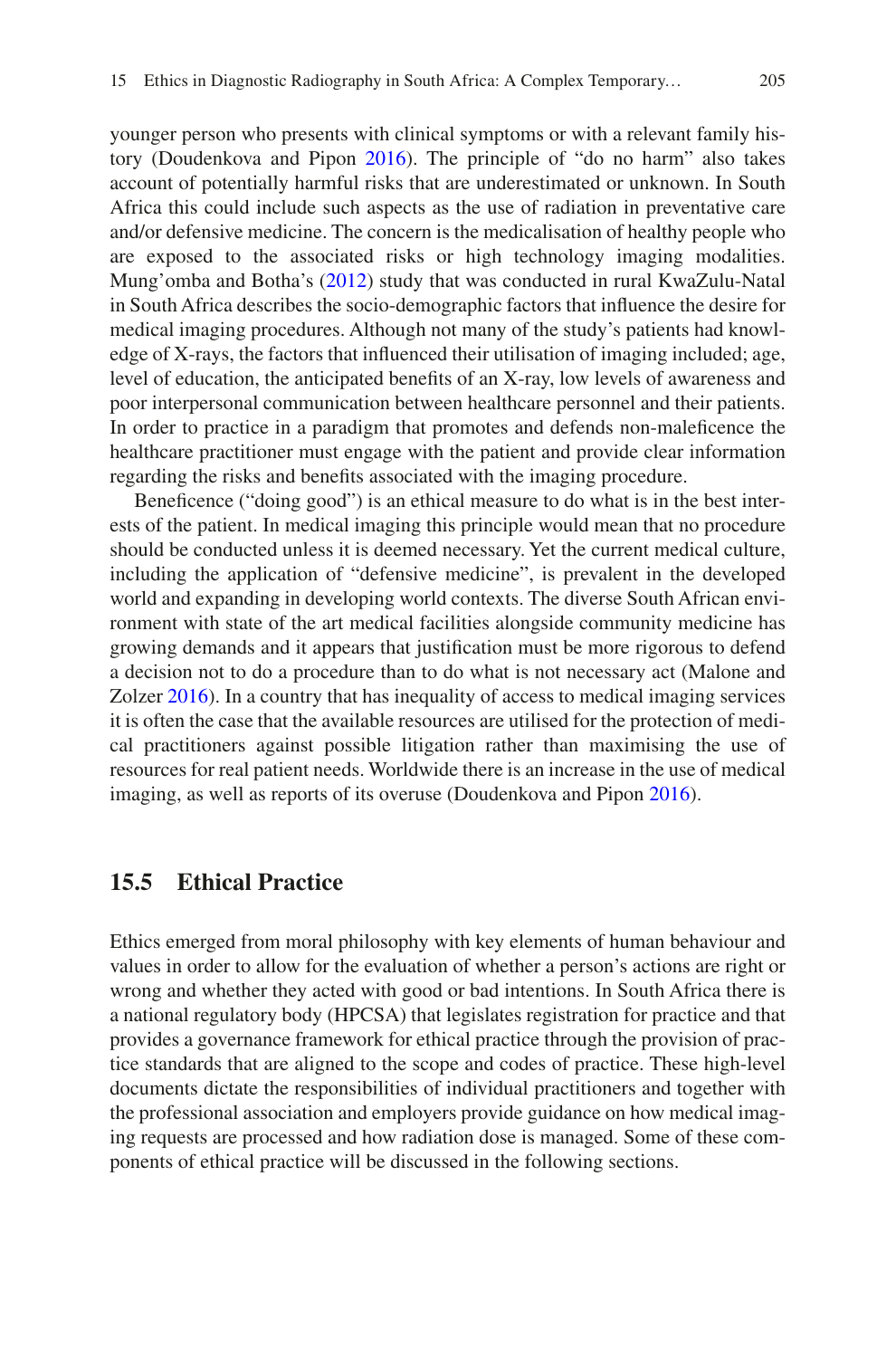younger person who presents with clinical symptoms or with a relevant family history (Doudenkova and Pipon 2016). The principle of "do no harm" also takes account of potentially harmful risks that are underestimated or unknown. In South Africa this could include such aspects as the use of radiation in preventative care and/or defensive medicine. The concern is the medicalisation of healthy people who are exposed to the associated risks or high technology imaging modalities. Mung'omba and Botha's (2012) study that was conducted in rural KwaZulu-Natal in South Africa describes the socio-demographic factors that influence the desire for medical imaging procedures. Although not many of the study's patients had knowledge of X-rays, the factors that influenced their utilisation of imaging included; age, level of education, the anticipated benefits of an X-ray, low levels of awareness and poor interpersonal communication between healthcare personnel and their patients. In order to practice in a paradigm that promotes and defends non-maleficence the healthcare practitioner must engage with the patient and provide clear information regarding the risks and benefits associated with the imaging procedure.

Beneficence ("doing good") is an ethical measure to do what is in the best interests of the patient. In medical imaging this principle would mean that no procedure should be conducted unless it is deemed necessary. Yet the current medical culture, including the application of "defensive medicine", is prevalent in the developed world and expanding in developing world contexts. The diverse South African environment with state of the art medical facilities alongside community medicine has growing demands and it appears that justification must be more rigorous to defend a decision not to do a procedure than to do what is not necessary act (Malone and Zolzer 2016). In a country that has inequality of access to medical imaging services it is often the case that the available resources are utilised for the protection of medical practitioners against possible litigation rather than maximising the use of resources for real patient needs. Worldwide there is an increase in the use of medical imaging, as well as reports of its overuse (Doudenkova and Pipon 2016).

## 15.5 Ethical Practice

Ethics emerged from moral philosophy with key elements of human behaviour and values in order to allow for the evaluation of whether a person's actions are right or wrong and whether they acted with good or bad intentions. In South Africa there is a national regulatory body (HPCSA) that legislates registration for practice and that provides a governance framework for ethical practice through the provision of practice standards that are aligned to the scope and codes of practice. These high-level documents dictate the responsibilities of individual practitioners and together with the professional association and employers provide guidance on how medical imaging requests are processed and how radiation dose is managed. Some of these components of ethical practice will be discussed in the following sections.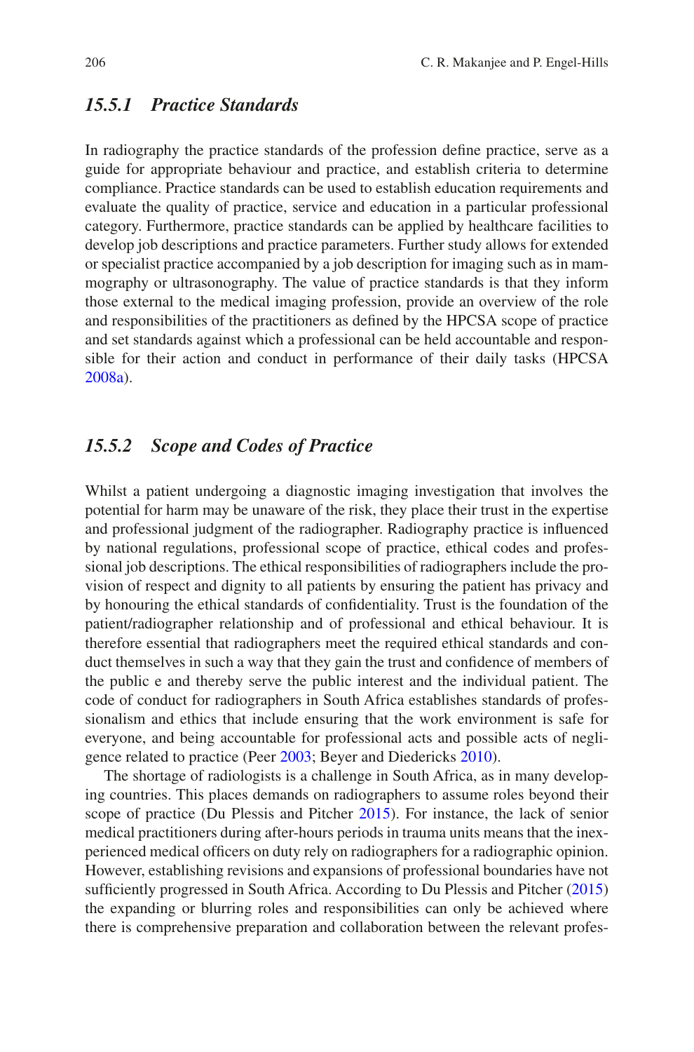### 15.5.1 Practice Standards

In radiography the practice standards of the profession define practice, serve as a guide for appropriate behaviour and practice, and establish criteria to determine compliance. Practice standards can be used to establish education requirements and evaluate the quality of practice, service and education in a particular professional category. Furthermore, practice standards can be applied by healthcare facilities to develop job descriptions and practice parameters. Further study allows for extended or specialist practice accompanied by a job description for imaging such as in mammography or ultrasonography. The value of practice standards is that they inform those external to the medical imaging profession, provide an overview of the role and responsibilities of the practitioners as defined by the HPCSA scope of practice and set standards against which a professional can be held accountable and responsible for their action and conduct in performance of their daily tasks (HPCSA 2008a).

### 15.5.2 Scope and Codes of Practice

Whilst a patient undergoing a diagnostic imaging investigation that involves the potential for harm may be unaware of the risk, they place their trust in the expertise and professional judgment of the radiographer. Radiography practice is influenced by national regulations, professional scope of practice, ethical codes and professional job descriptions. The ethical responsibilities of radiographers include the provision of respect and dignity to all patients by ensuring the patient has privacy and by honouring the ethical standards of confidentiality. Trust is the foundation of the patient/radiographer relationship and of professional and ethical behaviour. It is therefore essential that radiographers meet the required ethical standards and conduct themselves in such a way that they gain the trust and confidence of members of the public e and thereby serve the public interest and the individual patient. The code of conduct for radiographers in South Africa establishes standards of professionalism and ethics that include ensuring that the work environment is safe for everyone, and being accountable for professional acts and possible acts of negligence related to practice (Peer 2003; Beyer and Diedericks 2010).

The shortage of radiologists is a challenge in South Africa, as in many developing countries. This places demands on radiographers to assume roles beyond their scope of practice (Du Plessis and Pitcher 2015). For instance, the lack of senior medical practitioners during after-hours periods in trauma units means that the inexperienced medical officers on duty rely on radiographers for a radiographic opinion. However, establishing revisions and expansions of professional boundaries have not sufficiently progressed in South Africa. According to Du Plessis and Pitcher (2015) the expanding or blurring roles and responsibilities can only be achieved where there is comprehensive preparation and collaboration between the relevant profes-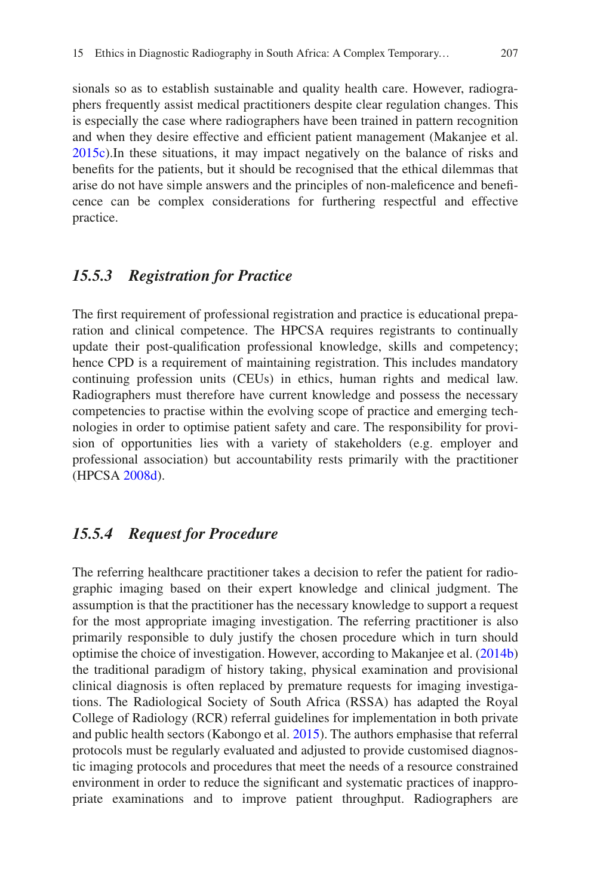sionals so as to establish sustainable and quality health care. However, radiographers frequently assist medical practitioners despite clear regulation changes. This is especially the case where radiographers have been trained in pattern recognition and when they desire effective and efficient patient management (Makanjee et al. 2015c).In these situations, it may impact negatively on the balance of risks and benefits for the patients, but it should be recognised that the ethical dilemmas that arise do not have simple answers and the principles of non-maleficence and beneficence can be complex considerations for furthering respectful and effective practice.

### *15.5.3 Registration for Practice*

The first requirement of professional registration and practice is educational preparation and clinical competence. The HPCSA requires registrants to continually update their post-qualification professional knowledge, skills and competency; hence CPD is a requirement of maintaining registration. This includes mandatory continuing profession units (CEUs) in ethics, human rights and medical law. Radiographers must therefore have current knowledge and possess the necessary competencies to practise within the evolving scope of practice and emerging technologies in order to optimise patient safety and care. The responsibility for provision of opportunities lies with a variety of stakeholders (e.g. employer and professional association) but accountability rests primarily with the practitioner (HPCSA 2008d).

### *15.5.4 Request for Procedure*

The referring healthcare practitioner takes a decision to refer the patient for radiographic imaging based on their expert knowledge and clinical judgment. The assumption is that the practitioner has the necessary knowledge to support a request for the most appropriate imaging investigation. The referring practitioner is also primarily responsible to duly justify the chosen procedure which in turn should optimise the choice of investigation. However, according to Makanjee et al. (2014b) the traditional paradigm of history taking, physical examination and provisional clinical diagnosis is often replaced by premature requests for imaging investigations. The Radiological Society of South Africa (RSSA) has adapted the Royal College of Radiology (RCR) referral guidelines for implementation in both private and public health sectors (Kabongo et al. 2015). The authors emphasise that referral protocols must be regularly evaluated and adjusted to provide customised diagnostic imaging protocols and procedures that meet the needs of a resource constrained environment in order to reduce the significant and systematic practices of inappropriate examinations and to improve patient throughput. Radiographers are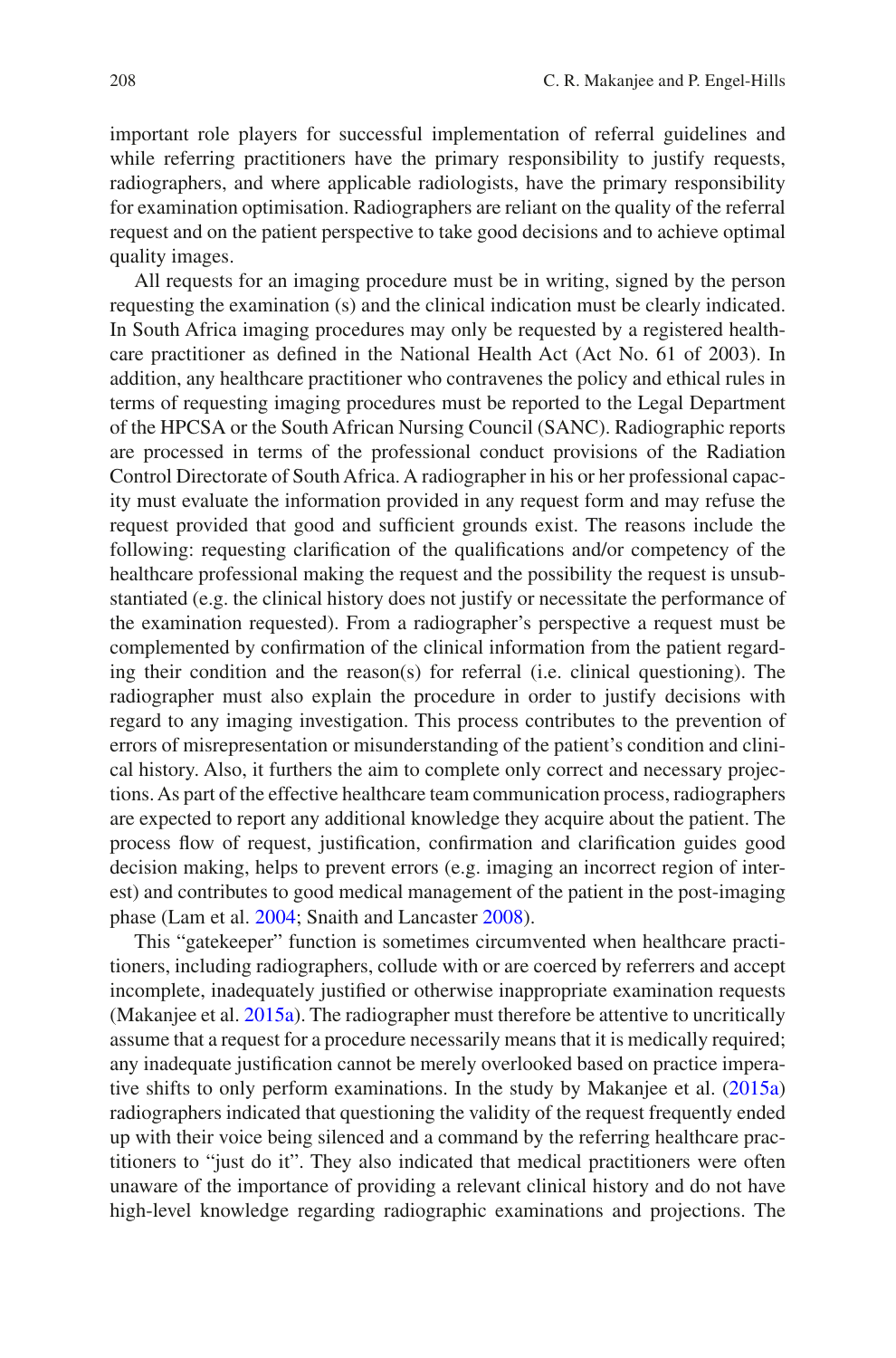important role players for successful implementation of referral guidelines and while referring practitioners have the primary responsibility to justify requests, radiographers, and where applicable radiologists, have the primary responsibility for examination optimisation. Radiographers are reliant on the quality of the referral request and on the patient perspective to take good decisions and to achieve optimal quality images.

All requests for an imaging procedure must be in writing, signed by the person requesting the examination (s) and the clinical indication must be clearly indicated. In South Africa imaging procedures may only be requested by a registered healthcare practitioner as defined in the National Health Act (Act No. 61 of 2003). In addition, any healthcare practitioner who contravenes the policy and ethical rules in terms of requesting imaging procedures must be reported to the Legal Department of the HPCSA or the South African Nursing Council (SANC). Radiographic reports are processed in terms of the professional conduct provisions of the Radiation Control Directorate of South Africa. A radiographer in his or her professional capacity must evaluate the information provided in any request form and may refuse the request provided that good and sufficient grounds exist. The reasons include the following: requesting clarification of the qualifications and/or competency of the healthcare professional making the request and the possibility the request is unsubstantiated (e.g. the clinical history does not justify or necessitate the performance of the examination requested). From a radiographer's perspective a request must be complemented by confirmation of the clinical information from the patient regarding their condition and the reason(s) for referral (i.e. clinical questioning). The radiographer must also explain the procedure in order to justify decisions with regard to any imaging investigation. This process contributes to the prevention of errors of misrepresentation or misunderstanding of the patient's condition and clinical history. Also, it furthers the aim to complete only correct and necessary projections. As part of the effective healthcare team communication process, radiographers are expected to report any additional knowledge they acquire about the patient. The process flow of request, justification, confirmation and clarification guides good decision making, helps to prevent errors (e.g. imaging an incorrect region of interest) and contributes to good medical management of the patient in the post-imaging phase (Lam et al. 2004; Snaith and Lancaster 2008).

This "gatekeeper" function is sometimes circumvented when healthcare practitioners, including radiographers, collude with or are coerced by referrers and accept incomplete, inadequately justified or otherwise inappropriate examination requests (Makanjee et al. 2015a). The radiographer must therefore be attentive to uncritically assume that a request for a procedure necessarily means that it is medically required; any inadequate justification cannot be merely overlooked based on practice imperative shifts to only perform examinations. In the study by Makanjee et al. (2015a) radiographers indicated that questioning the validity of the request frequently ended up with their voice being silenced and a command by the referring healthcare practitioners to "just do it". They also indicated that medical practitioners were often unaware of the importance of providing a relevant clinical history and do not have high-level knowledge regarding radiographic examinations and projections. The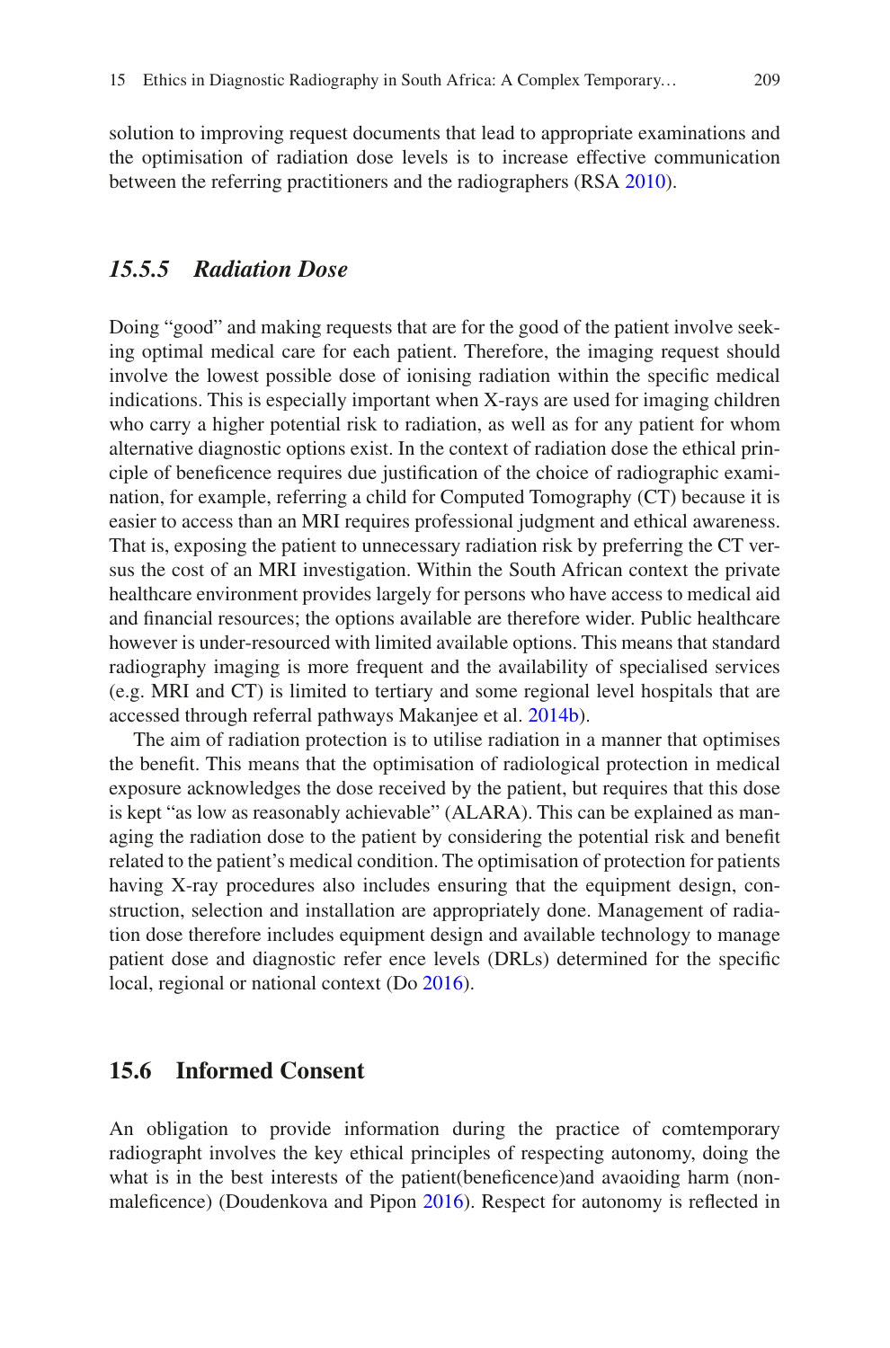solution to improving request documents that lead to appropriate examinations and the optimisation of radiation dose levels is to increase effective communication between the referring practitioners and the radiographers (RSA 2010).

### *15.5.5 Radiation Dose*

Doing "good" and making requests that are for the good of the patient involve seeking optimal medical care for each patient. Therefore, the imaging request should involve the lowest possible dose of ionising radiation within the specific medical indications. This is especially important when X-rays are used for imaging children who carry a higher potential risk to radiation, as well as for any patient for whom alternative diagnostic options exist. In the context of radiation dose the ethical principle of beneficence requires due justification of the choice of radiographic examination, for example, referring a child for Computed Tomography (CT) because it is easier to access than an MRI requires professional judgment and ethical awareness. That is, exposing the patient to unnecessary radiation risk by preferring the CT versus the cost of an MRI investigation. Within the South African context the private healthcare environment provides largely for persons who have access to medical aid and financial resources; the options available are therefore wider. Public healthcare however is under-resourced with limited available options. This means that standard radiography imaging is more frequent and the availability of specialised services (e.g. MRI and CT) is limited to tertiary and some regional level hospitals that are accessed through referral pathways Makanjee et al. 2014b).

The aim of radiation protection is to utilise radiation in a manner that optimises the benefit. This means that the optimisation of radiological protection in medical exposure acknowledges the dose received by the patient, but requires that this dose is kept "as low as reasonably achievable" (ALARA). This can be explained as managing the radiation dose to the patient by considering the potential risk and benefit related to the patient's medical condition. The optimisation of protection for patients having X-ray procedures also includes ensuring that the equipment design, construction, selection and installation are appropriately done. Management of radiation dose therefore includes equipment design and available technology to manage patient dose and diagnostic refer ence levels (DRLs) determined for the specific local, regional or national context (Do 2016).

## 15.6 Informed Consent

An obligation to provide information during the practice of comtemporary radiographt involves the key ethical principles of respecting autonomy, doing the what is in the best interests of the patient(beneficence)and avaoiding harm (non-maleficence) (Doudenkova and Pipon 2016). Respect for autonomy is reflected in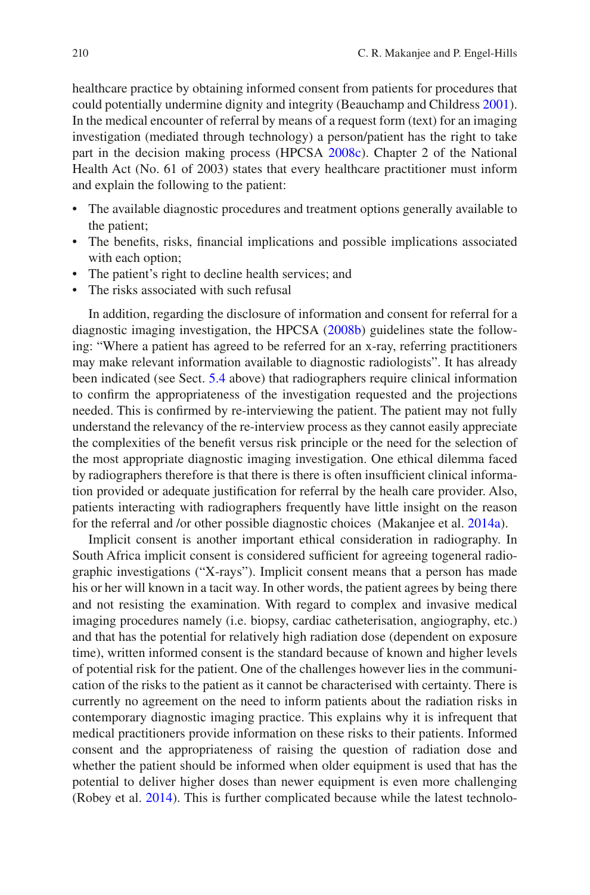healthcare practice by obtaining informed consent from patients for procedures that could potentially undermine dignity and integrity (Beauchamp and Childress 2001). In the medical encounter of referral by means of a request form (text) for an imaging investigation (mediated through technology) a person/patient has the right to take part in the decision making process (HPCSA 2008c). Chapter 2 of the National Health Act (No. 61 of 2003) states that every healthcare practitioner must inform and explain the following to the patient:

- The available diagnostic procedures and treatment options generally available to the patient;
- The benefits, risks, financial implications and possible implications associated with each option;
- The patient's right to decline health services; and
- The risks associated with such refusal

In addition, regarding the disclosure of information and consent for referral for a diagnostic imaging investigation, the HPCSA (2008b) guidelines state the following: "Where a patient has agreed to be referred for an x-ray, referring practitioners may make relevant information available to diagnostic radiologists". It has already been indicated (see Sect. 5.4 above) that radiographers require clinical information to confirm the appropriateness of the investigation requested and the projections needed. This is confirmed by re-interviewing the patient. The patient may not fully understand the relevancy of the re-interview process as they cannot easily appreciate the complexities of the benefit versus risk principle or the need for the selection of the most appropriate diagnostic imaging investigation. One ethical dilemma faced by radiographers therefore is that there is there is often insufficient clinical information provided or adequate justification for referral by the healh care provider. Also, patients interacting with radiographers frequently have little insight on the reason for the referral and /or other possible diagnostic choices (Makanjee et al. 2014a).

Implicit consent is another important ethical consideration in radiography. In South Africa implicit consent is considered sufficient for agreeing togeneral radiographic investigations ("X-rays"). Implicit consent means that a person has made his or her will known in a tacit way. In other words, the patient agrees by being there and not resisting the examination. With regard to complex and invasive medical imaging procedures namely (i.e. biopsy, cardiac catheterisation, angiography, etc.) and that has the potential for relatively high radiation dose (dependent on exposure time), written informed consent is the standard because of known and higher levels of potential risk for the patient. One of the challenges however lies in the communication of the risks to the patient as it cannot be characterised with certainty. There is currently no agreement on the need to inform patients about the radiation risks in contemporary diagnostic imaging practice. This explains why it is infrequent that medical practitioners provide information on these risks to their patients. Informed consent and the appropriateness of raising the question of radiation dose and whether the patient should be informed when older equipment is used that has the potential to deliver higher doses than newer equipment is even more challenging (Robey et al. 2014). This is further complicated because while the latest technolo-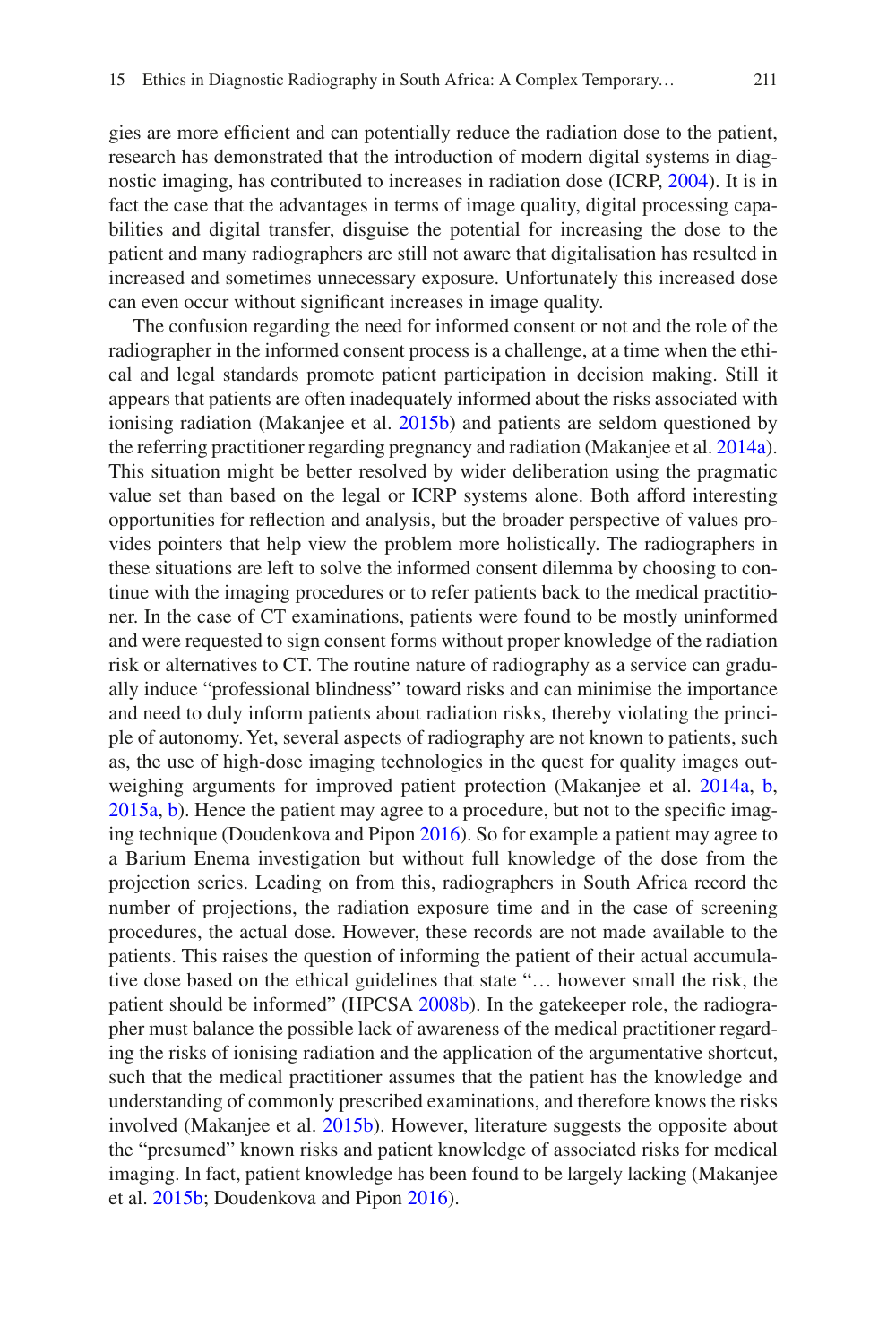gies are more efficient and can potentially reduce the radiation dose to the patient, research has demonstrated that the introduction of modern digital systems in diagnostic imaging, has contributed to increases in radiation dose (ICRP, 2004). It is in fact the case that the advantages in terms of image quality, digital processing capabilities and digital transfer, disguise the potential for increasing the dose to the patient and many radiographers are still not aware that digitalisation has resulted in increased and sometimes unnecessary exposure. Unfortunately this increased dose can even occur without significant increases in image quality.

The confusion regarding the need for informed consent or not and the role of the radiographer in the informed consent process is a challenge, at a time when the ethical and legal standards promote patient participation in decision making. Still it appears that patients are often inadequately informed about the risks associated with ionising radiation (Makanjee et al. 2015b) and patients are seldom questioned by the referring practitioner regarding pregnancy and radiation (Makanjee et al. 2014a). This situation might be better resolved by wider deliberation using the pragmatic value set than based on the legal or ICRP systems alone. Both afford interesting opportunities for reflection and analysis, but the broader perspective of values provides pointers that help view the problem more holistically. The radiographers in these situations are left to solve the informed consent dilemma by choosing to continue with the imaging procedures or to refer patients back to the medical practitioner. In the case of CT examinations, patients were found to be mostly uninformed and were requested to sign consent forms without proper knowledge of the radiation risk or alternatives to CT. The routine nature of radiography as a service can gradually induce "professional blindness" toward risks and can minimise the importance and need to duly inform patients about radiation risks, thereby violating the principle of autonomy. Yet, several aspects of radiography are not known to patients, such as, the use of high-dose imaging technologies in the quest for quality images outweighing arguments for improved patient protection (Makanjee et al. 2014a, b, 2015a, b). Hence the patient may agree to a procedure, but not to the specific imaging technique (Doudenkova and Pipon 2016). So for example a patient may agree to a Barium Enema investigation but without full knowledge of the dose from the projection series. Leading on from this, radiographers in South Africa record the number of projections, the radiation exposure time and in the case of screening procedures, the actual dose. However, these records are not made available to the patients. This raises the question of informing the patient of their actual accumulative dose based on the ethical guidelines that state "… however small the risk, the patient should be informed" (HPCSA 2008b). In the gatekeeper role, the radiographer must balance the possible lack of awareness of the medical practitioner regarding the risks of ionising radiation and the application of the argumentative shortcut, such that the medical practitioner assumes that the patient has the knowledge and understanding of commonly prescribed examinations, and therefore knows the risks involved (Makanjee et al. 2015b). However, literature suggests the opposite about the "presumed" known risks and patient knowledge of associated risks for medical imaging. In fact, patient knowledge has been found to be largely lacking (Makanjee et al. 2015b; Doudenkova and Pipon 2016).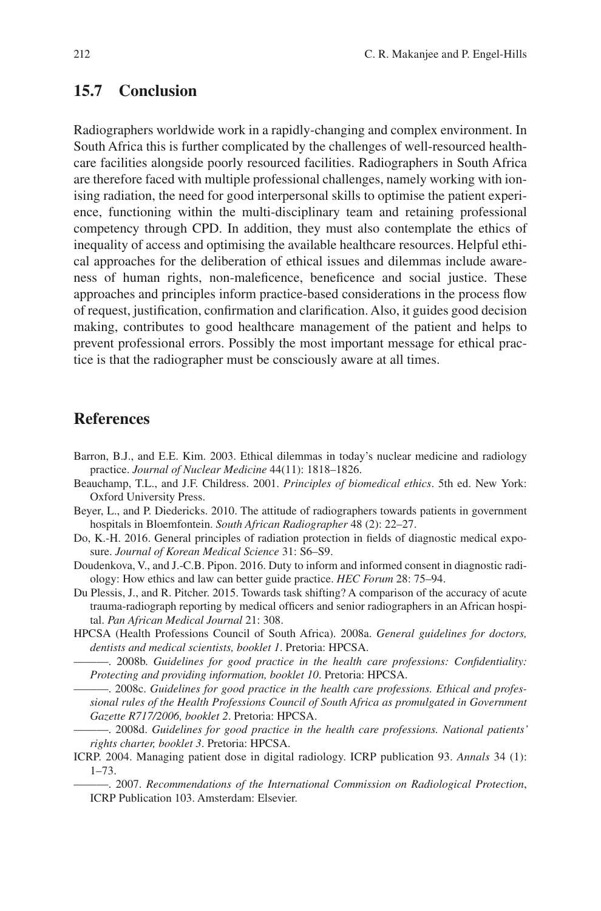## 15.7 Conclusion

Radiographers worldwide work in a rapidly-changing and complex environment. In South Africa this is further complicated by the challenges of well-resourced healthcare facilities alongside poorly resourced facilities. Radiographers in South Africa are therefore faced with multiple professional challenges, namely working with ionising radiation, the need for good interpersonal skills to optimise the patient experience, functioning within the multi-disciplinary team and retaining professional competency through CPD. In addition, they must also contemplate the ethics of inequality of access and optimising the available healthcare resources. Helpful ethical approaches for the deliberation of ethical issues and dilemmas include awareness of human rights, non-maleficence, beneficence and social justice. These approaches and principles inform practice-based considerations in the process flow of request, justification, confirmation and clarification. Also, it guides good decision making, contributes to good healthcare management of the patient and helps to prevent professional errors. Possibly the most important message for ethical practice is that the radiographer must be consciously aware at all times.

## References

Barron, B.J., and E.E. Kim. 2003. Ethical dilemmas in today's nuclear medicine and radiology practice. *Journal of Nuclear Medicine* 44(11): 1818–1826.

Beauchamp, T.L., and J.F. Childress. 2001. *Principles of biomedical ethics*. 5th ed. New York: Oxford University Press.

Beyer, L., and P. Diedericks. 2010. The attitude of radiographers towards patients in government hospitals in Bloemfontein. *South African Radiographer* 48 (2): 22–27.

Do, K.-H. 2016. General principles of radiation protection in fields of diagnostic medical exposure. *Journal of Korean Medical Science* 31: S6–S9.

Doudenkova, V., and J.-C.B. Pipon. 2016. Duty to inform and informed consent in diagnostic radiology: How ethics and law can better guide practice. *HEC Forum* 28: 75–94.

Du Plessis, J., and R. Pitcher. 2015. Towards task shifting? A comparison of the accuracy of acute trauma-radiograph reporting by medical officers and senior radiographers in an African hospital. *Pan African Medical Journal* 21: 308.

HPCSA (Health Professions Council of South Africa). 2008a. *General guidelines for doctors, dentists and medical scientists, booklet 1*. Pretoria: HPCSA.

———. 2008b. *Guidelines for good practice in the health care professions: Confidentiality: Protecting and providing information, booklet 10*. Pretoria: HPCSA.

———. 2008c. *Guidelines for good practice in the health care professions. Ethical and professional rules of the Health Professions Council of South Africa as promulgated in Government Gazette R717/2006, booklet 2*. Pretoria: HPCSA.

———. 2008d. *Guidelines for good practice in the health care professions. National patients' rights charter, booklet 3*. Pretoria: HPCSA.

ICRP. 2004. Managing patient dose in digital radiology. ICRP publication 93. *Annals* 34 (1): 1–73.

———. 2007. *Recommendations of the International Commission on Radiological Protection*, ICRP Publication 103. Amsterdam: Elsevier.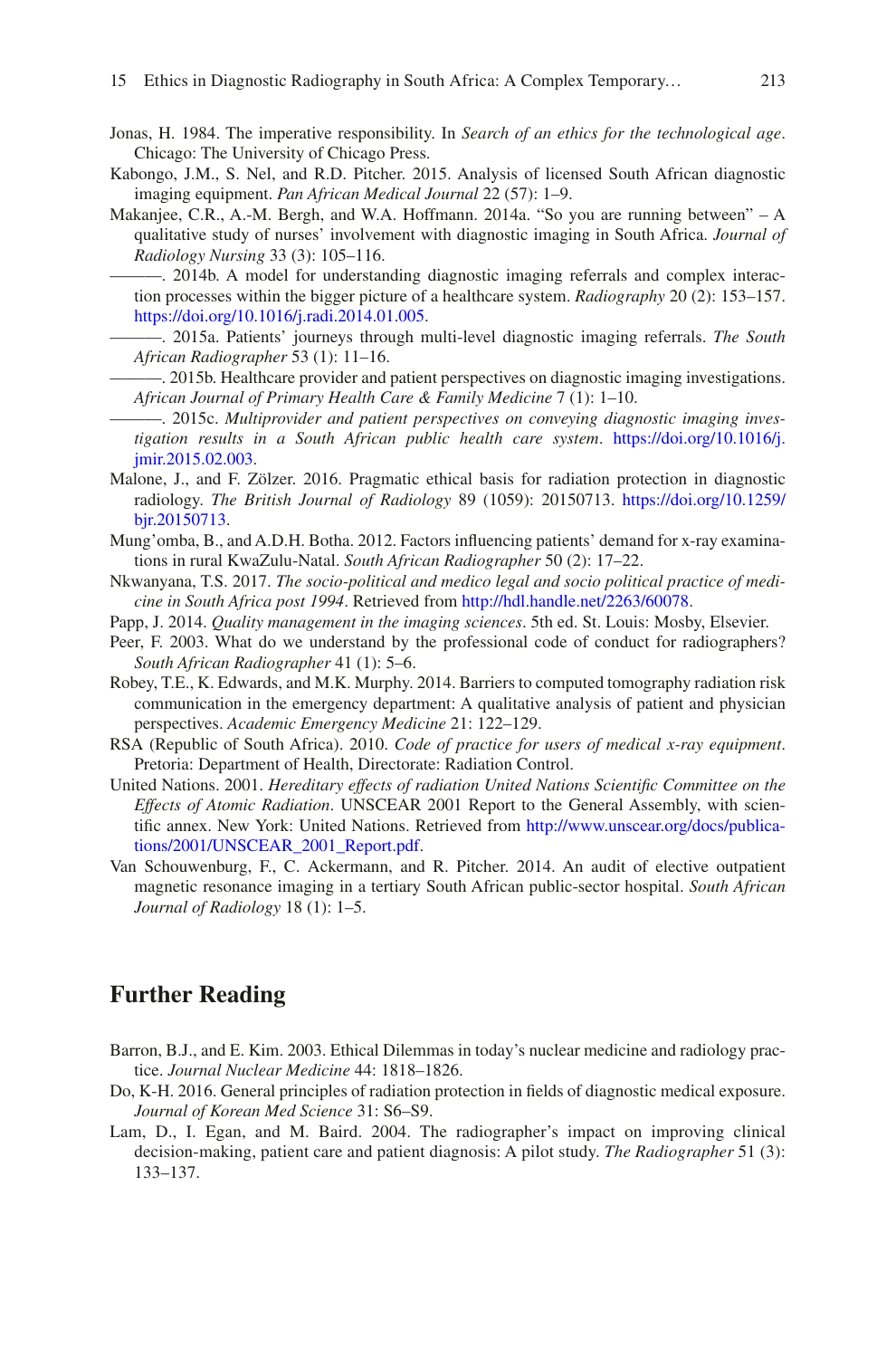Jonas, H. 1984. The imperative responsibility. In *Search of an ethics for the technological age*. Chicago: The University of Chicago Press.

Kabongo, J.M., S. Nel, and R.D. Pitcher. 2015. Analysis of licensed South African diagnostic imaging equipment. *Pan African Medical Journal* 22 (57): 1–9.

Makanjee, C.R., A.-M. Bergh, and W.A. Hoffmann. 2014a. "So you are running between" – A qualitative study of nurses' involvement with diagnostic imaging in South Africa. *Journal of Radiology Nursing* 33 (3): 105–116.

———. 2014b. A model for understanding diagnostic imaging referrals and complex interaction processes within the bigger picture of a healthcare system. *Radiography* 20 (2): 153–157. https://doi.org/10.1016/j.radi.2014.01.005.

———. 2015a. Patients' journeys through multi-level diagnostic imaging referrals. *The South African Radiographer* 53 (1): 11–16.

———. 2015b. Healthcare provider and patient perspectives on diagnostic imaging investigations. *African Journal of Primary Health Care & Family Medicine* 7 (1): 1–10.

———. 2015c. *Multiprovider and patient perspectives on conveying diagnostic imaging investigation results in a South African public health care system*. https://doi.org/10.1016/j.jmir.2015.02.003.

Malone, J., and F. Zölzer. 2016. Pragmatic ethical basis for radiation protection in diagnostic radiology. *The British Journal of Radiology* 89 (1059): 20150713. https://doi.org/10.1259/bjr.20150713.

Mung'omba, B., and A.D.H. Botha. 2012. Factors influencing patients' demand for x-ray examinations in rural KwaZulu-Natal. *South African Radiographer* 50 (2): 17–22.

Nkwanyana, T.S. 2017. *The socio-political and medico legal and socio political practice of medicine in South Africa post 1994*. Retrieved from http://hdl.handle.net/2263/60078.

Papp, J. 2014. *Quality management in the imaging sciences*. 5th ed. St. Louis: Mosby, Elsevier.

Peer, F. 2003. What do we understand by the professional code of conduct for radiographers? *South African Radiographer* 41 (1): 5–6.

Robey, T.E., K. Edwards, and M.K. Murphy. 2014. Barriers to computed tomography radiation risk communication in the emergency department: A qualitative analysis of patient and physician perspectives. *Academic Emergency Medicine* 21: 122–129.

RSA (Republic of South Africa). 2010. *Code of practice for users of medical x-ray equipment*. Pretoria: Department of Health, Directorate: Radiation Control.

United Nations. 2001. *Hereditary effects of radiation United Nations Scientific Committee on the Effects of Atomic Radiation*. UNSCEAR 2001 Report to the General Assembly, with scientific annex. New York: United Nations. Retrieved from http://www.unscear.org/docs/publications/2001/UNSCEAR_2001_Report.pdf.

Van Schouwenburg, F., C. Ackermann, and R. Pitcher. 2014. An audit of elective outpatient magnetic resonance imaging in a tertiary South African public-sector hospital. *South African Journal of Radiology* 18 (1): 1–5.

## Further Reading

Barron, B.J., and E. Kim. 2003. Ethical Dilemmas in today's nuclear medicine and radiology practice. *Journal Nuclear Medicine* 44: 1818–1826.

Do, K-H. 2016. General principles of radiation protection in fields of diagnostic medical exposure. *Journal of Korean Med Science* 31: S6–S9.

Lam, D., I. Egan, and M. Baird. 2004. The radiographer's impact on improving clinical decision-making, patient care and patient diagnosis: A pilot study. *The Radiographer* 51 (3): 133–137.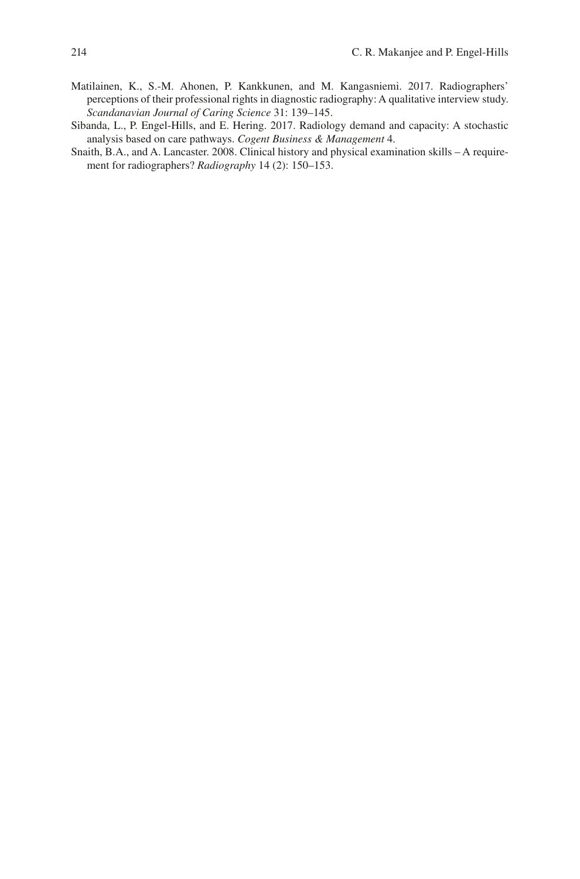Matilainen, K., S.-M. Ahonen, P. Kankkunen, and M. Kangasniemi. 2017. Radiographers' perceptions of their professional rights in diagnostic radiography: A qualitative interview study. *Scandanavian Journal of Caring Science* 31: 139–145.

Sibanda, L., P. Engel-Hills, and E. Hering. 2017. Radiology demand and capacity: A stochastic analysis based on care pathways. *Cogent Business & Management* 4.

Snaith, B.A., and A. Lancaster. 2008. Clinical history and physical examination skills – A requirement for radiographers? *Radiography* 14 (2): 150–153.